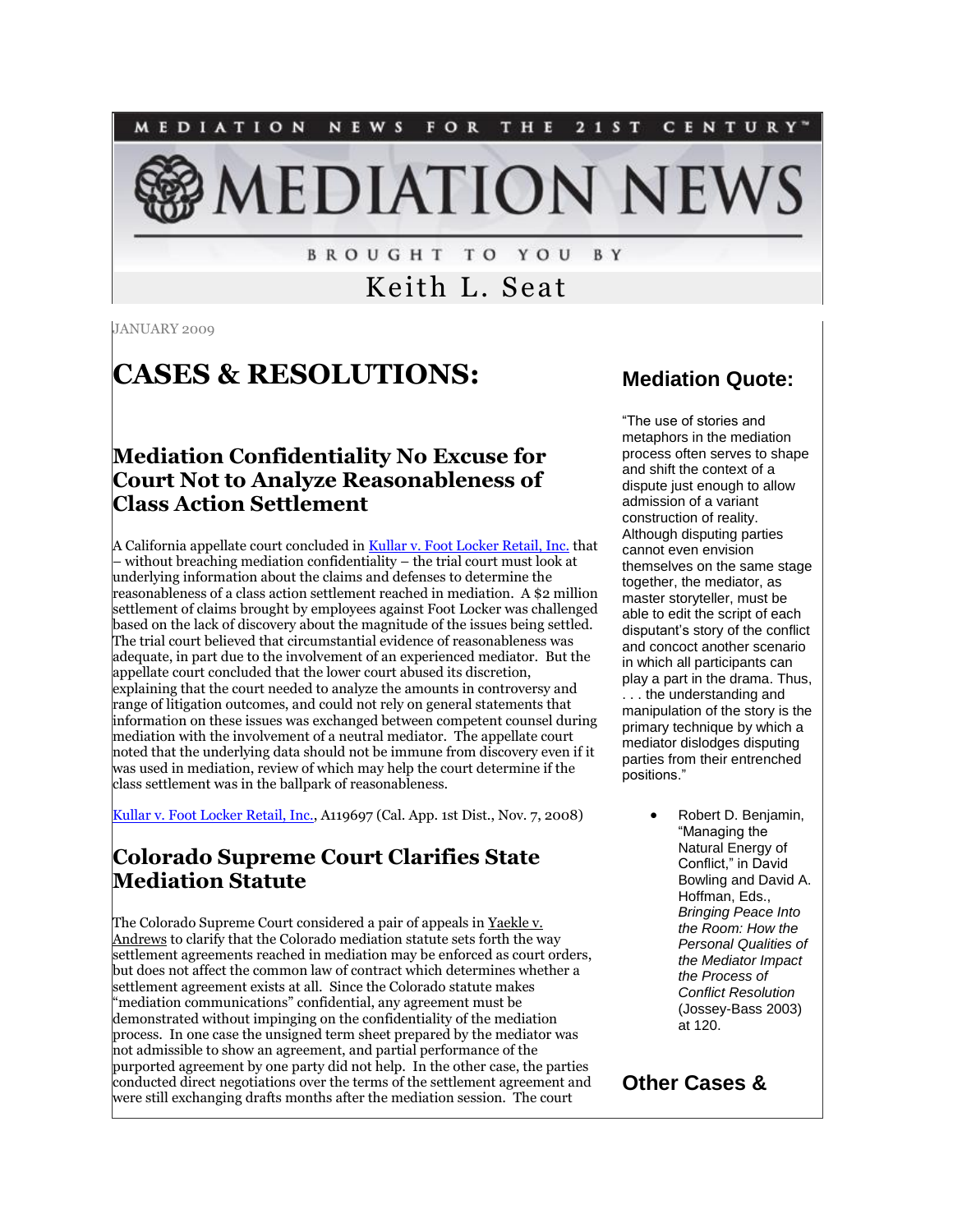MEDIATION NEWS FOR THE 21ST CENTURY™

# MEDIATION NEWS

BROUGHT TO YOU BY

Keith L. Seat

JANUARY 2009

# CASES & RESOLUTIONS:

## Mediation Confidentiality No Excuse for Court Not to Analyze Reasonableness of Class Action Settlement

A California appellate court concluded in [Kullar v. Foot Locker Retail, Inc.]() that – without breaching mediation confidentiality – the trial court must look at underlying information about the claims and defenses to determine the reasonableness of a class action settlement reached in mediation. A $2 million settlement of claims brought by employees against Foot Locker was challenged based on the lack of discovery about the magnitude of the issues being settled. The trial court believed that circumstantial evidence of reasonableness was adequate, in part due to the involvement of an experienced mediator. But the appellate court concluded that the lower court abused its discretion, explaining that the court needed to analyze the amounts in controversy and range of litigation outcomes, and could not rely on general statements that information on these issues was exchanged between competent counsel during mediation with the involvement of a neutral mediator. The appellate court noted that the underlying data should not be immune from discovery even if it was used in mediation, review of which may help the court determine if the class settlement was in the ballpark of reasonableness.

[Kullar v. Foot Locker Retail, Inc.](), A119697 (Cal. App. 1st Dist., Nov. 7, 2008)

## Colorado Supreme Court Clarifies State Mediation Statute

The Colorado Supreme Court considered a pair of appeals in Yaekle v. Andrews to clarify that the Colorado mediation statute sets forth the way settlement agreements reached in mediation may be enforced as court orders, but does not affect the common law of contract which determines whether a settlement agreement exists at all. Since the Colorado statute makes "mediation communications" confidential, any agreement must be demonstrated without impinging on the confidentiality of the mediation process. In one case the unsigned term sheet prepared by the mediator was not admissible to show an agreement, and partial performance of the purported agreement by one party did not help. In the other case, the parties conducted direct negotiations over the terms of the settlement agreement and were still exchanging drafts months after the mediation session. The court

## Mediation Quote:

"The use of stories and metaphors in the mediation process often serves to shape and shift the context of a dispute just enough to allow admission of a variant construction of reality. Although disputing parties cannot even envision themselves on the same stage together, the mediator, as master storyteller, must be able to edit the script of each disputant's story of the conflict and concoct another scenario in which all participants can play a part in the drama. Thus, . . . the understanding and manipulation of the story is the primary technique by which a mediator dislodges disputing parties from their entrenched positions."

- Robert D. Benjamin, "Managing the Natural Energy of Conflict," in David Bowling and David A. Hoffman, Eds., *Bringing Peace Into the Room: How the Personal Qualities of the Mediator Impact the Process of Conflict Resolution* (Jossey-Bass 2003) at 120.

## Other Cases &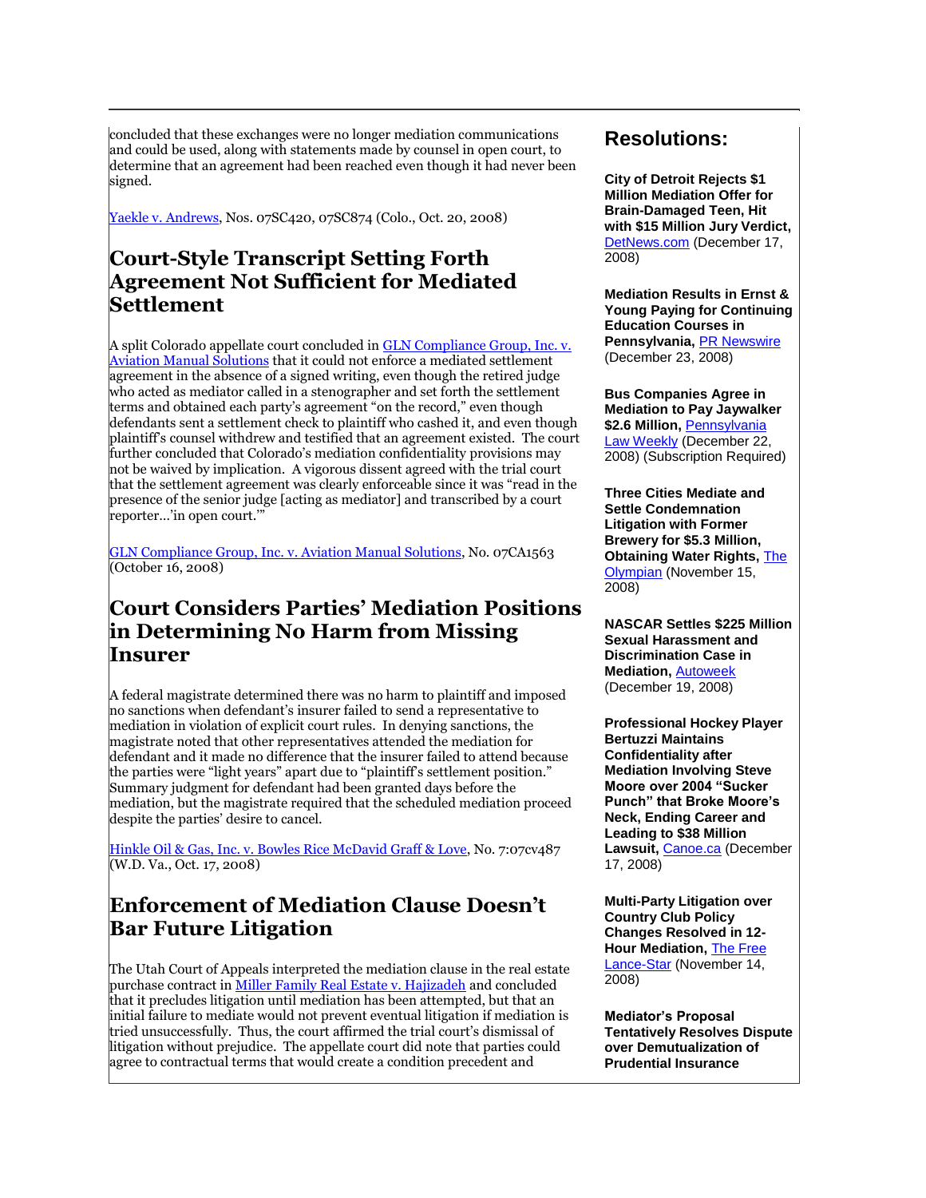concluded that these exchanges were no longer mediation communications and could be used, along with statements made by counsel in open court, to determine that an agreement had been reached even though it had never been signed.

Yaekle v. Andrews, Nos. 07SC420, 07SC874 (Colo., Oct. 20, 2008)

## Court-Style Transcript Setting Forth Agreement Not Sufficient for Mediated Settlement

A split Colorado appellate court concluded in GLN Compliance Group, Inc. v. Aviation Manual Solutions that it could not enforce a mediated settlement agreement in the absence of a signed writing, even though the retired judge who acted as mediator called in a stenographer and set forth the settlement terms and obtained each party's agreement "on the record," even though defendants sent a settlement check to plaintiff who cashed it, and even though plaintiff's counsel withdrew and testified that an agreement existed. The court further concluded that Colorado's mediation confidentiality provisions may not be waived by implication. A vigorous dissent agreed with the trial court that the settlement agreement was clearly enforceable since it was "read in the presence of the senior judge [acting as mediator] and transcribed by a court reporter…'in open court.'"

GLN Compliance Group, Inc. v. Aviation Manual Solutions, No. 07CA1563 (October 16, 2008)

## Court Considers Parties' Mediation Positions in Determining No Harm from Missing Insurer

A federal magistrate determined there was no harm to plaintiff and imposed no sanctions when defendant's insurer failed to send a representative to mediation in violation of explicit court rules. In denying sanctions, the magistrate noted that other representatives attended the mediation for defendant and it made no difference that the insurer failed to attend because the parties were "light years" apart due to "plaintiff's settlement position." Summary judgment for defendant had been granted days before the mediation, but the magistrate required that the scheduled mediation proceed despite the parties' desire to cancel.

Hinkle Oil & Gas, Inc. v. Bowles Rice McDavid Graff & Love, No. 7:07cv487 (W.D. Va., Oct. 17, 2008)

## Enforcement of Mediation Clause Doesn't Bar Future Litigation

The Utah Court of Appeals interpreted the mediation clause in the real estate purchase contract in Miller Family Real Estate v. Hajizadeh and concluded that it precludes litigation until mediation has been attempted, but that an initial failure to mediate would not prevent eventual litigation if mediation is tried unsuccessfully. Thus, the court affirmed the trial court's dismissal of litigation without prejudice. The appellate court did note that parties could agree to contractual terms that would create a condition precedent and

## Resolutions:

**City of Detroit Rejects $1 Million Mediation Offer for Brain-Damaged Teen, Hit with $15 Million Jury Verdict,** DetNews.com (December 17, 2008)

**Mediation Results in Ernst & Young Paying for Continuing Education Courses in Pennsylvania,** PR Newswire (December 23, 2008)

**Bus Companies Agree in Mediation to Pay Jaywalker $2.6 Million,** Pennsylvania Law Weekly (December 22, 2008) (Subscription Required)

**Three Cities Mediate and Settle Condemnation Litigation with Former Brewery for $5.3 Million, Obtaining Water Rights,** The Olympian (November 15, 2008)

**NASCAR Settles $225 Million Sexual Harassment and Discrimination Case in Mediation,** Autoweek (December 19, 2008)

**Professional Hockey Player Bertuzzi Maintains Confidentiality after Mediation Involving Steve Moore over 2004 "Sucker Punch" that Broke Moore's Neck, Ending Career and Leading to $38 Million Lawsuit,** Canoe.ca (December 17, 2008)

**Multi-Party Litigation over Country Club Policy Changes Resolved in 12-Hour Mediation,** The Free Lance-Star (November 14, 2008)

**Mediator's Proposal Tentatively Resolves Dispute over Demutualization of Prudential Insurance**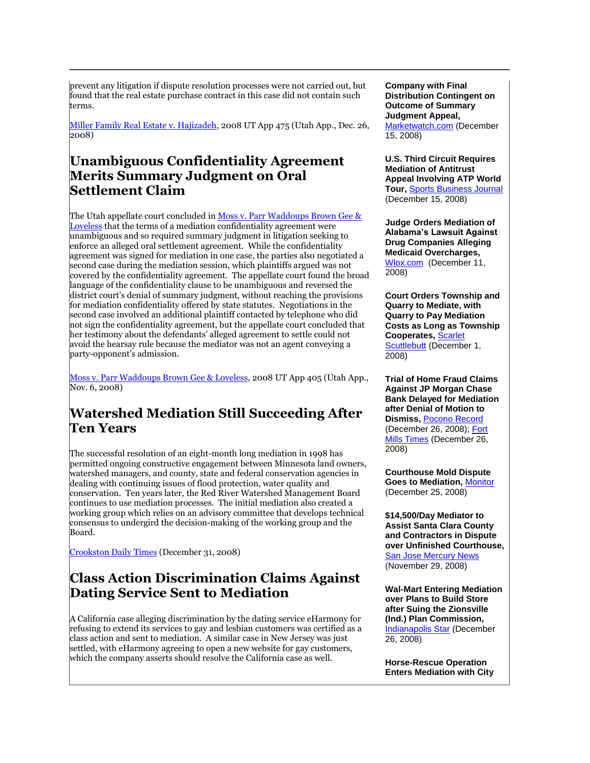prevent any litigation if dispute resolution processes were not carried out, but found that the real estate purchase contract in this case did not contain such terms.

Miller Family Real Estate v. Hajizadeh, 2008 UT App 475 (Utah App., Dec. 26, 2008)

## Unambiguous Confidentiality Agreement Merits Summary Judgment on Oral Settlement Claim

The Utah appellate court concluded in Moss v. Parr Waddoups Brown Gee & Loveless that the terms of a mediation confidentiality agreement were unambiguous and so required summary judgment in litigation seeking to enforce an alleged oral settlement agreement. While the confidentiality agreement was signed for mediation in one case, the parties also negotiated a second case during the mediation session, which plaintiffs argued was not covered by the confidentiality agreement. The appellate court found the broad language of the confidentiality clause to be unambiguous and reversed the district court's denial of summary judgment, without reaching the provisions for mediation confidentiality offered by state statutes. Negotiations in the second case involved an additional plaintiff contacted by telephone who did not sign the confidentiality agreement, but the appellate court concluded that her testimony about the defendants' alleged agreement to settle could not avoid the hearsay rule because the mediator was not an agent conveying a party-opponent's admission.

Moss v. Parr Waddoups Brown Gee & Loveless, 2008 UT App 405 (Utah App., Nov. 6, 2008)

## Watershed Mediation Still Succeeding After Ten Years

The successful resolution of an eight-month long mediation in 1998 has permitted ongoing constructive engagement between Minnesota land owners, watershed managers, and county, state and federal conservation agencies in dealing with continuing issues of flood protection, water quality and conservation. Ten years later, the Red River Watershed Management Board continues to use mediation processes. The initial mediation also created a working group which relies on an advisory committee that develops technical consensus to undergird the decision-making of the working group and the Board.

Crookston Daily Times (December 31, 2008)

## Class Action Discrimination Claims Against Dating Service Sent to Mediation

A California case alleging discrimination by the dating service eHarmony for refusing to extend its services to gay and lesbian customers was certified as a class action and sent to mediation. A similar case in New Jersey was just settled, with eHarmony agreeing to open a new website for gay customers, which the company asserts should resolve the California case as well.

**Company with Final Distribution Contingent on Outcome of Summary Judgment Appeal,** Marketwatch.com (December 15, 2008)

**U.S. Third Circuit Requires Mediation of Antitrust Appeal Involving ATP World Tour,** Sports Business Journal (December 15, 2008)

**Judge Orders Mediation of Alabama's Lawsuit Against Drug Companies Alleging Medicaid Overcharges,** Wlox.com (December 11, 2008)

**Court Orders Township and Quarry to Mediate, with Quarry to Pay Mediation Costs as Long as Township Cooperates,** Scarlet Scuttlebutt (December 1, 2008)

**Trial of Home Fraud Claims Against JP Morgan Chase Bank Delayed for Mediation after Denial of Motion to Dismiss,** Pocono Record (December 26, 2008); Fort Mills Times (December 26, 2008)

**Courthouse Mold Dispute Goes to Mediation,** Monitor (December 25, 2008)

**$14,500/Day Mediator to Assist Santa Clara County and Contractors in Dispute over Unfinished Courthouse,** San Jose Mercury News (November 29, 2008)

**Wal-Mart Entering Mediation over Plans to Build Store after Suing the Zionsville (Ind.) Plan Commission,** Indianapolis Star (December 26, 2008)

**Horse-Rescue Operation Enters Mediation with City**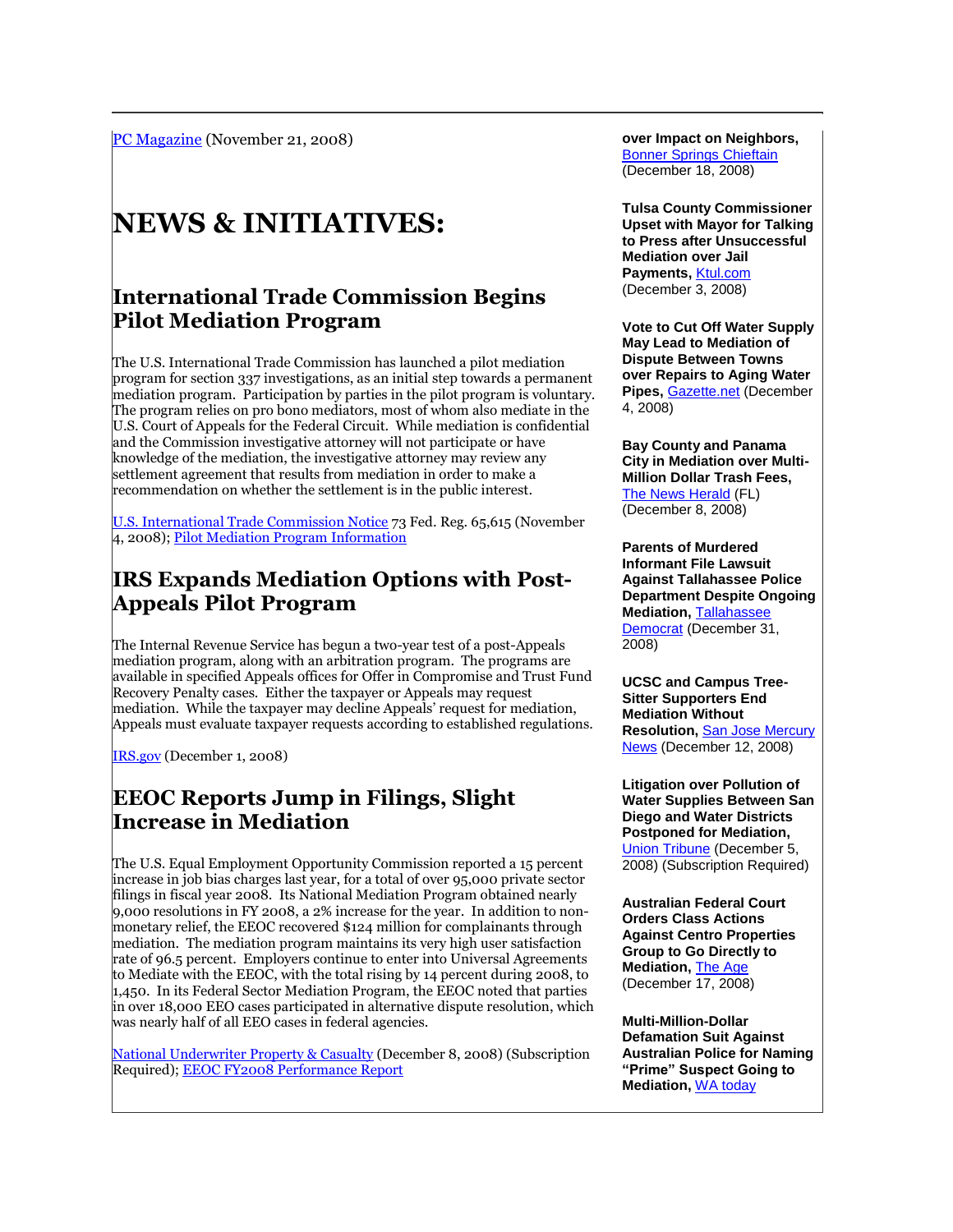PC Magazine (November 21, 2008)

# NEWS & INITIATIVES:

## International Trade Commission Begins Pilot Mediation Program

The U.S. International Trade Commission has launched a pilot mediation program for section 337 investigations, as an initial step towards a permanent mediation program. Participation by parties in the pilot program is voluntary. The program relies on pro bono mediators, most of whom also mediate in the U.S. Court of Appeals for the Federal Circuit. While mediation is confidential and the Commission investigative attorney will not participate or have knowledge of the mediation, the investigative attorney may review any settlement agreement that results from mediation in order to make a recommendation on whether the settlement is in the public interest.

U.S. International Trade Commission Notice 73 Fed. Reg. 65,615 (November 4, 2008); Pilot Mediation Program Information

## IRS Expands Mediation Options with Post-Appeals Pilot Program

The Internal Revenue Service has begun a two-year test of a post-Appeals mediation program, along with an arbitration program. The programs are available in specified Appeals offices for Offer in Compromise and Trust Fund Recovery Penalty cases. Either the taxpayer or Appeals may request mediation. While the taxpayer may decline Appeals' request for mediation, Appeals must evaluate taxpayer requests according to established regulations.

IRS.gov (December 1, 2008)

## EEOC Reports Jump in Filings, Slight Increase in Mediation

The U.S. Equal Employment Opportunity Commission reported a 15 percent increase in job bias charges last year, for a total of over 95,000 private sector filings in fiscal year 2008. Its National Mediation Program obtained nearly 9,000 resolutions in FY 2008, a 2% increase for the year. In addition to non-monetary relief, the EEOC recovered $124 million for complainants through mediation. The mediation program maintains its very high user satisfaction rate of 96.5 percent. Employers continue to enter into Universal Agreements to Mediate with the EEOC, with the total rising by 14 percent during 2008, to 1,450. In its Federal Sector Mediation Program, the EEOC noted that parties in over 18,000 EEO cases participated in alternative dispute resolution, which was nearly half of all EEO cases in federal agencies.

National Underwriter Property & Casualty (December 8, 2008) (Subscription Required); EEOC FY2008 Performance Report

**over Impact on Neighbors,** Bonner Springs Chieftain (December 18, 2008)

**Tulsa County Commissioner Upset with Mayor for Talking to Press after Unsuccessful Mediation over Jail Payments,** Ktul.com (December 3, 2008)

**Vote to Cut Off Water Supply May Lead to Mediation of Dispute Between Towns over Repairs to Aging Water Pipes,** Gazette.net (December 4, 2008)

**Bay County and Panama City in Mediation over Multi-Million Dollar Trash Fees,** The News Herald (FL) (December 8, 2008)

**Parents of Murdered Informant File Lawsuit Against Tallahassee Police Department Despite Ongoing Mediation,** Tallahassee Democrat (December 31, 2008)

**UCSC and Campus Tree-Sitter Supporters End Mediation Without Resolution,** San Jose Mercury News (December 12, 2008)

**Litigation over Pollution of Water Supplies Between San Diego and Water Districts Postponed for Mediation,** Union Tribune (December 5, 2008) (Subscription Required)

**Australian Federal Court Orders Class Actions Against Centro Properties Group to Go Directly to Mediation,** The Age (December 17, 2008)

**Multi-Million-Dollar Defamation Suit Against Australian Police for Naming "Prime" Suspect Going to Mediation,** WA today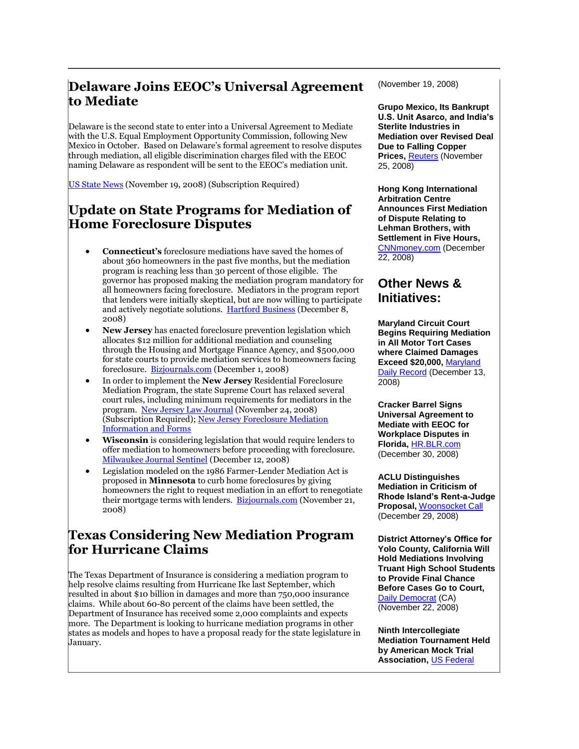## Delaware Joins EEOC's Universal Agreement to Mediate

Delaware is the second state to enter into a Universal Agreement to Mediate with the U.S. Equal Employment Opportunity Commission, following New Mexico in October. Based on Delaware's formal agreement to resolve disputes through mediation, all eligible discrimination charges filed with the EEOC naming Delaware as respondent will be sent to the EEOC's mediation unit.

US State News (November 19, 2008) (Subscription Required)

## Update on State Programs for Mediation of Home Foreclosure Disputes

- **Connecticut's** foreclosure mediations have saved the homes of about 360 homeowners in the past five months, but the mediation program is reaching less than 30 percent of those eligible. The governor has proposed making the mediation program mandatory for all homeowners facing foreclosure. Mediators in the program report that lenders were initially skeptical, but are now willing to participate and actively negotiate solutions. Hartford Business (December 8, 2008)
- **New Jersey** has enacted foreclosure prevention legislation which allocates $12 million for additional mediation and counseling through the Housing and Mortgage Finance Agency, and $500,000 for state courts to provide mediation services to homeowners facing foreclosure. Bizjournals.com (December 1, 2008)
- In order to implement the **New Jersey** Residential Foreclosure Mediation Program, the state Supreme Court has relaxed several court rules, including minimum requirements for mediators in the program. New Jersey Law Journal (November 24, 2008) (Subscription Required); New Jersey Foreclosure Mediation Information and Forms
- **Wisconsin** is considering legislation that would require lenders to offer mediation to homeowners before proceeding with foreclosure. Milwaukee Journal Sentinel (December 12, 2008)
- Legislation modeled on the 1986 Farmer-Lender Mediation Act is proposed in **Minnesota** to curb home foreclosures by giving homeowners the right to request mediation in an effort to renegotiate their mortgage terms with lenders. Bizjournals.com (November 21, 2008)

## Texas Considering New Mediation Program for Hurricane Claims

The Texas Department of Insurance is considering a mediation program to help resolve claims resulting from Hurricane Ike last September, which resulted in about $10 billion in damages and more than 750,000 insurance claims. While about 60-80 percent of the claims have been settled, the Department of Insurance has received some 2,000 complaints and expects more. The Department is looking to hurricane mediation programs in other states as models and hopes to have a proposal ready for the state legislature in January.

(November 19, 2008)

**Grupo Mexico, Its Bankrupt U.S. Unit Asarco, and India's Sterlite Industries in Mediation over Revised Deal Due to Falling Copper Prices,** Reuters (November 25, 2008)

**Hong Kong International Arbitration Centre Announces First Mediation of Dispute Relating to Lehman Brothers, with Settlement in Five Hours,** CNNmoney.com (December 22, 2008)

## Other News & Initiatives:

**Maryland Circuit Court Begins Requiring Mediation in All Motor Tort Cases where Claimed Damages Exceed $20,000,** Maryland Daily Record (December 13, 2008)

**Cracker Barrel Signs Universal Agreement to Mediate with EEOC for Workplace Disputes in Florida,** HR.BLR.com (December 30, 2008)

**ACLU Distinguishes Mediation in Criticism of Rhode Island's Rent-a-Judge Proposal,** Woonsocket Call (December 29, 2008)

**District Attorney's Office for Yolo County, California Will Hold Mediations Involving Truant High School Students to Provide Final Chance Before Cases Go to Court,** Daily Democrat (CA) (November 22, 2008)

**Ninth Intercollegiate Mediation Tournament Held by American Mock Trial Association,** US Federal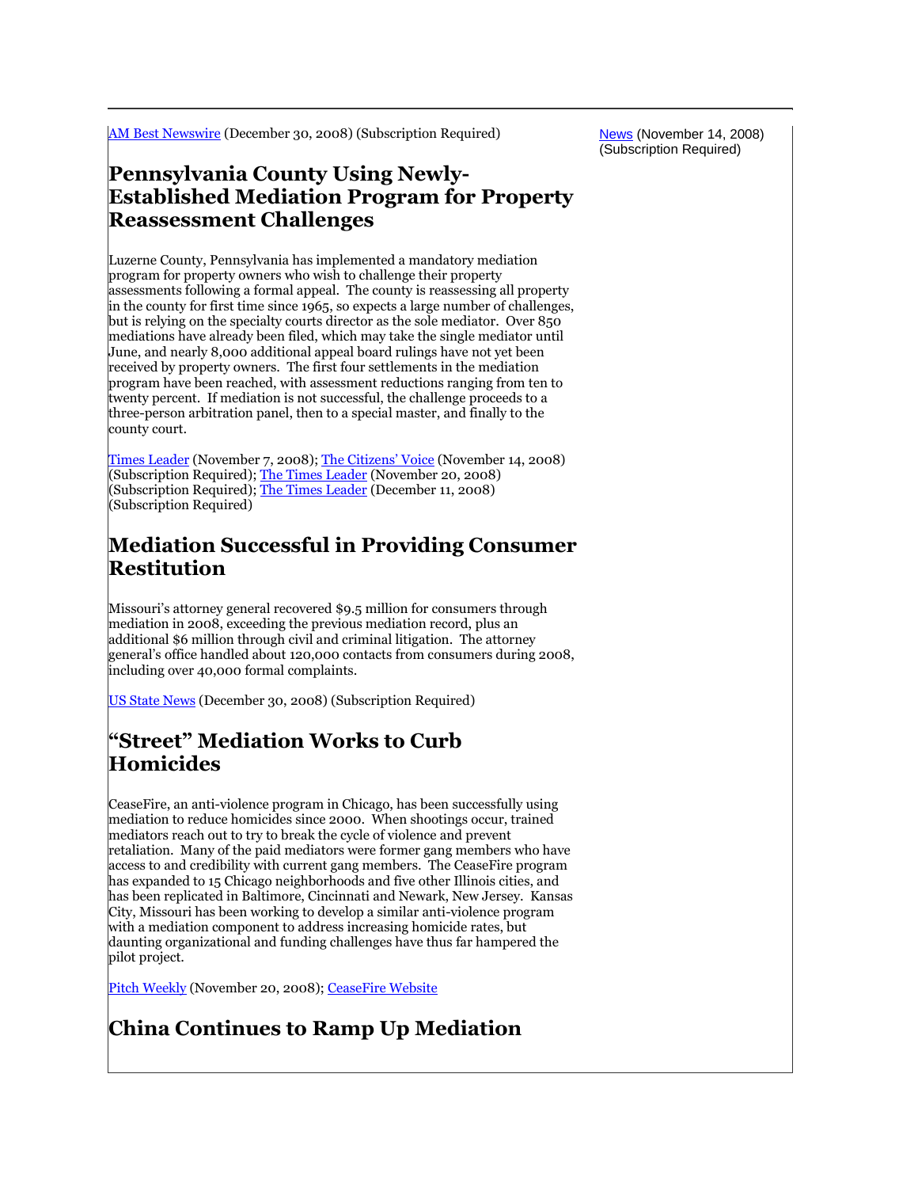AM Best Newswire (December 30, 2008) (Subscription Required)

News (November 14, 2008) (Subscription Required)

## Pennsylvania County Using Newly-Established Mediation Program for Property Reassessment Challenges

Luzerne County, Pennsylvania has implemented a mandatory mediation program for property owners who wish to challenge their property assessments following a formal appeal. The county is reassessing all property in the county for first time since 1965, so expects a large number of challenges, but is relying on the specialty courts director as the sole mediator. Over 850 mediations have already been filed, which may take the single mediator until June, and nearly 8,000 additional appeal board rulings have not yet been received by property owners. The first four settlements in the mediation program have been reached, with assessment reductions ranging from ten to twenty percent. If mediation is not successful, the challenge proceeds to a three-person arbitration panel, then to a special master, and finally to the county court.

Times Leader (November 7, 2008); The Citizens' Voice (November 14, 2008) (Subscription Required); The Times Leader (November 20, 2008) (Subscription Required); The Times Leader (December 11, 2008) (Subscription Required)

## Mediation Successful in Providing Consumer Restitution

Missouri's attorney general recovered $9.5 million for consumers through mediation in 2008, exceeding the previous mediation record, plus an additional $6 million through civil and criminal litigation. The attorney general's office handled about 120,000 contacts from consumers during 2008, including over 40,000 formal complaints.

US State News (December 30, 2008) (Subscription Required)

## "Street" Mediation Works to Curb Homicides

CeaseFire, an anti-violence program in Chicago, has been successfully using mediation to reduce homicides since 2000. When shootings occur, trained mediators reach out to try to break the cycle of violence and prevent retaliation. Many of the paid mediators were former gang members who have access to and credibility with current gang members. The CeaseFire program has expanded to 15 Chicago neighborhoods and five other Illinois cities, and has been replicated in Baltimore, Cincinnati and Newark, New Jersey. Kansas City, Missouri has been working to develop a similar anti-violence program with a mediation component to address increasing homicide rates, but daunting organizational and funding challenges have thus far hampered the pilot project.

Pitch Weekly (November 20, 2008); CeaseFire Website

## China Continues to Ramp Up Mediation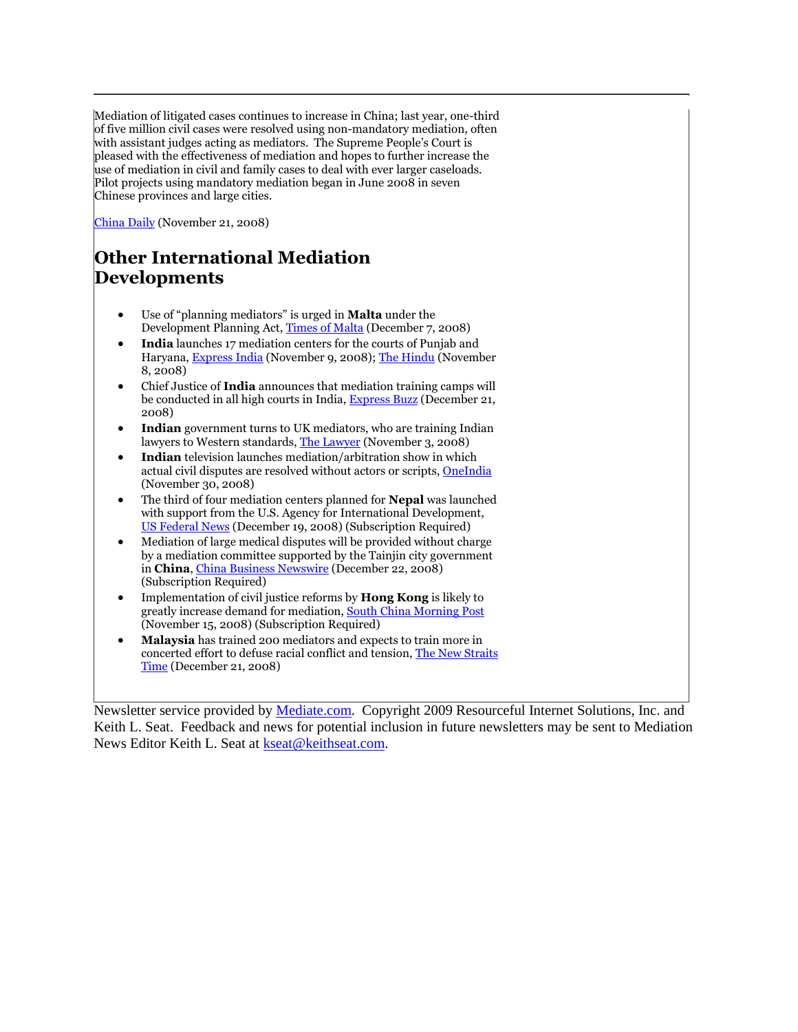Mediation of litigated cases continues to increase in China; last year, one-third of five million civil cases were resolved using non-mandatory mediation, often with assistant judges acting as mediators. The Supreme People's Court is pleased with the effectiveness of mediation and hopes to further increase the use of mediation in civil and family cases to deal with ever larger caseloads. Pilot projects using mandatory mediation began in June 2008 in seven Chinese provinces and large cities.

China Daily (November 21, 2008)

## Other International Mediation Developments

- Use of "planning mediators" is urged in **Malta** under the Development Planning Act, Times of Malta (December 7, 2008)
- **India** launches 17 mediation centers for the courts of Punjab and Haryana, Express India (November 9, 2008); The Hindu (November 8, 2008)
- Chief Justice of **India** announces that mediation training camps will be conducted in all high courts in India, Express Buzz (December 21, 2008)
- **Indian** government turns to UK mediators, who are training Indian lawyers to Western standards, The Lawyer (November 3, 2008)
- **Indian** television launches mediation/arbitration show in which actual civil disputes are resolved without actors or scripts, OneIndia (November 30, 2008)
- The third of four mediation centers planned for **Nepal** was launched with support from the U.S. Agency for International Development, US Federal News (December 19, 2008) (Subscription Required)
- Mediation of large medical disputes will be provided without charge by a mediation committee supported by the Tainjin city government in **China**, China Business Newswire (December 22, 2008) (Subscription Required)
- Implementation of civil justice reforms by **Hong Kong** is likely to greatly increase demand for mediation, South China Morning Post (November 15, 2008) (Subscription Required)
- **Malaysia** has trained 200 mediators and expects to train more in concerted effort to defuse racial conflict and tension, The New Straits Time (December 21, 2008)

Newsletter service provided by Mediate.com. Copyright 2009 Resourceful Internet Solutions, Inc. and Keith L. Seat. Feedback and news for potential inclusion in future newsletters may be sent to Mediation News Editor Keith L. Seat at kseat@keithseat.com.